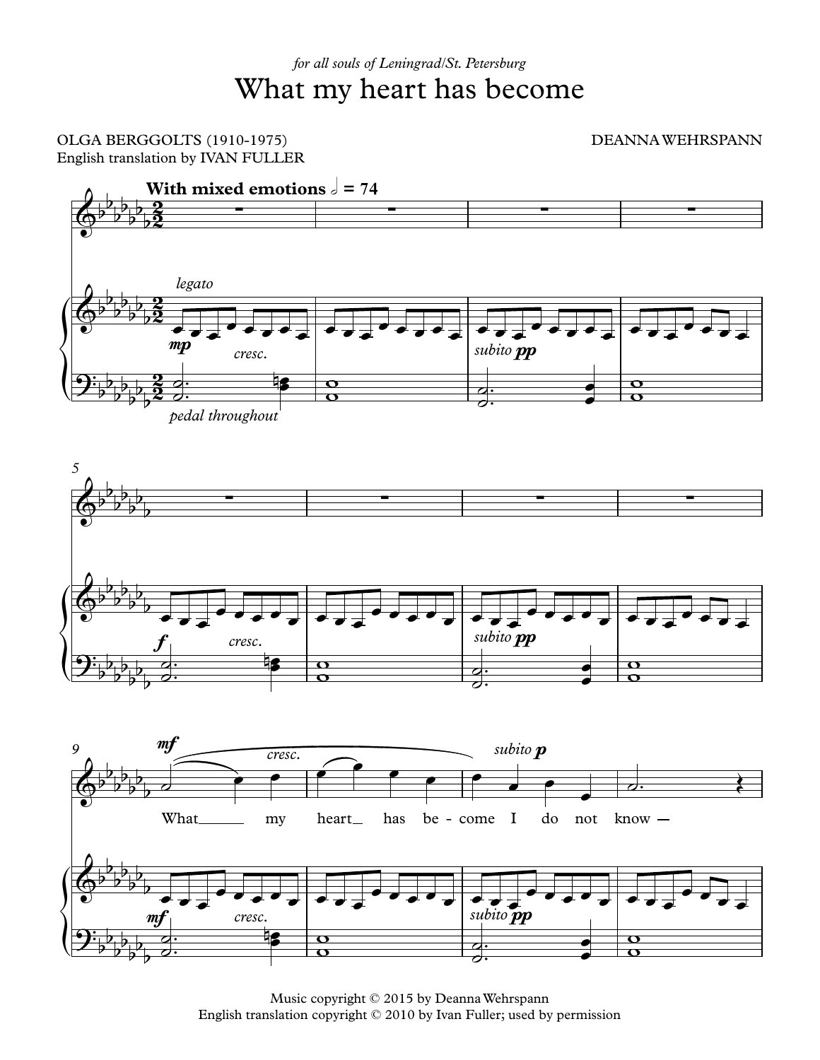*for all souls of Leningrad/St. Petersburg*

# What my heart has become

OLGA BERGGOLTS (1910-1975)
English translation by IVAN FULLER

DEANNA WEHRSPANN

Music copyright © 2015 by Deanna Wehrspann
English translation copyright © 2010 by Ivan Fuller; used by permission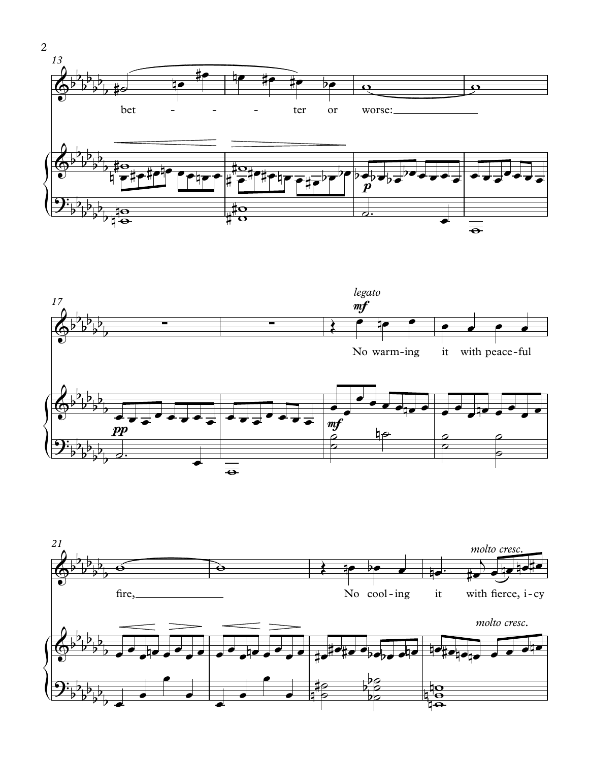13

bet - - - - ter or worse:

*p*

17

*legato*

*mf*

No warm-ing it with peace-ful

*pp*

*mf*

21

fire,

No cool-ing it with fierce, i-cy

*molto cresc.*

*molto cresc.*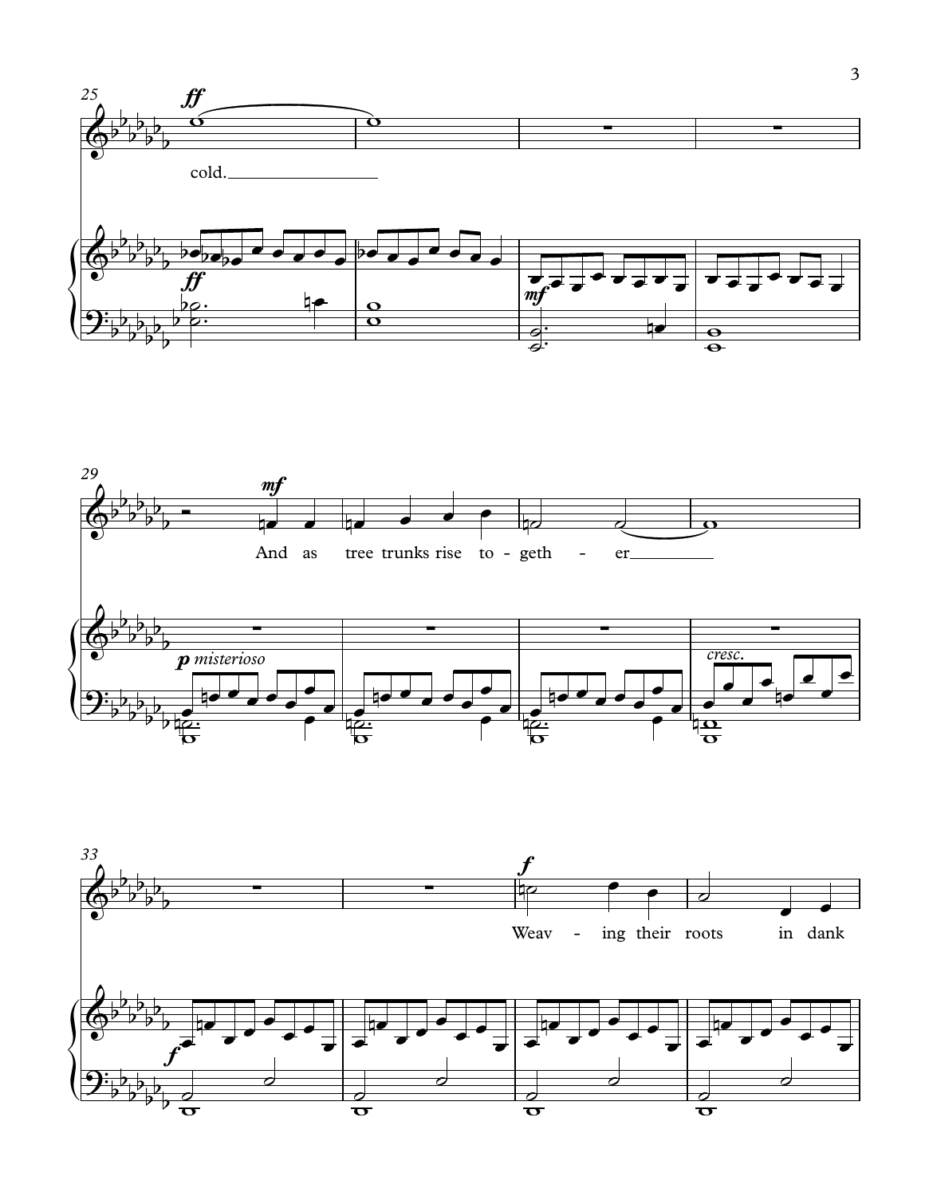25

**ff**

cold.

**ff**

**mf**

29

**mf**

And as tree trunks rise to - geth - er

*p misterioso*

*cresc.*

33

**f**

Weav - ing their roots in dank

**f**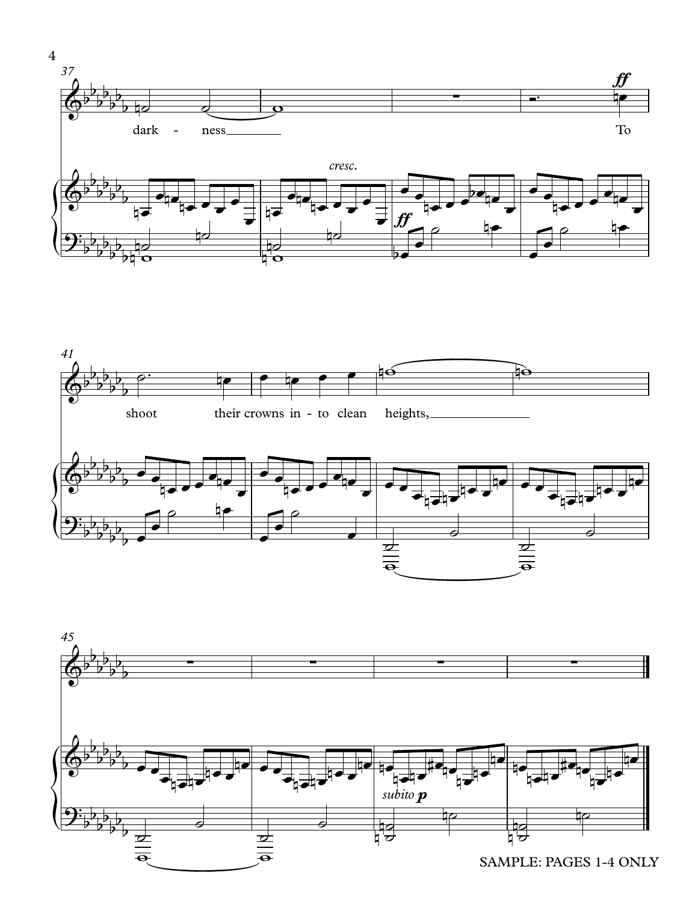37

dark - ness

*cresc.*

***ff***

To

41

shoot their crowns in - to clean heights,

45

*subito* ***p***

SAMPLE: PAGES 1-4 ONLY